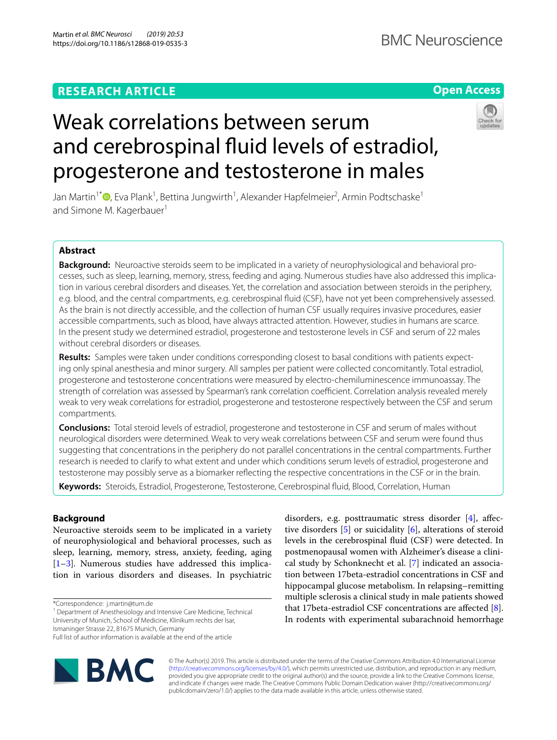RESEARCH ARTICLE

Open Access

# Weak correlations between serum and cerebrospinal fluid levels of estradiol, progesterone and testosterone in males

Jan Martin[1*], Eva Plank[1], Bettina Jungwirth[1], Alexander Hapfelmeier[2], Armin Podtschaske[1] and Simone M. Kagerbauer[1]

## Abstract

**Background:** Neuroactive steroids seem to be implicated in a variety of neurophysiological and behavioral processes, such as sleep, learning, memory, stress, feeding and aging. Numerous studies have also addressed this implication in various cerebral disorders and diseases. Yet, the correlation and association between steroids in the periphery, e.g. blood, and the central compartments, e.g. cerebrospinal fluid (CSF), have not yet been comprehensively assessed. As the brain is not directly accessible, and the collection of human CSF usually requires invasive procedures, easier accessible compartments, such as blood, have always attracted attention. However, studies in humans are scarce. In the present study we determined estradiol, progesterone and testosterone levels in CSF and serum of 22 males without cerebral disorders or diseases.

**Results:** Samples were taken under conditions corresponding closest to basal conditions with patients expecting only spinal anesthesia and minor surgery. All samples per patient were collected concomitantly. Total estradiol, progesterone and testosterone concentrations were measured by electro-chemiluminescence immunoassay. The strength of correlation was assessed by Spearman's rank correlation coefficient. Correlation analysis revealed merely weak to very weak correlations for estradiol, progesterone and testosterone respectively between the CSF and serum compartments.

**Conclusions:** Total steroid levels of estradiol, progesterone and testosterone in CSF and serum of males without neurological disorders were determined. Weak to very weak correlations between CSF and serum were found thus suggesting that concentrations in the periphery do not parallel concentrations in the central compartments. Further research is needed to clarify to what extent and under which conditions serum levels of estradiol, progesterone and testosterone may possibly serve as a biomarker reflecting the respective concentrations in the CSF or in the brain.

**Keywords:** Steroids, Estradiol, Progesterone, Testosterone, Cerebrospinal fluid, Blood, Correlation, Human

## Background

Neuroactive steroids seem to be implicated in a variety of neurophysiological and behavioral processes, such as sleep, learning, memory, stress, anxiety, feeding, aging [1–3]. Numerous studies have addressed this implication in various disorders and diseases. In psychiatric disorders, e.g. posttraumatic stress disorder [4], affective disorders [5] or suicidality [6], alterations of steroid levels in the cerebrospinal fluid (CSF) were detected. In postmenopausal women with Alzheimer's disease a clinical study by Schonknecht et al. [7] indicated an association between 17beta-estradiol concentrations in CSF and hippocampal glucose metabolism. In relapsing–remitting multiple sclerosis a clinical study in male patients showed that 17beta-estradiol CSF concentrations are affected [8]. In rodents with experimental subarachnoid hemorrhage

*Correspondence: j.martin@tum.de

[1] Department of Anesthesiology and Intensive Care Medicine, Technical University of Munich, School of Medicine, Klinikum rechts der Isar, Ismaninger Strasse 22, 81675 Munich, Germany

Full list of author information is available at the end of the article

© The Author(s) 2019. This article is distributed under the terms of the Creative Commons Attribution 4.0 International License (http://creativecommons.org/licenses/by/4.0/), which permits unrestricted use, distribution, and reproduction in any medium, provided you give appropriate credit to the original author(s) and the source, provide a link to the Creative Commons license, and indicate if changes were made. The Creative Commons Public Domain Dedication waiver (http://creativecommons.org/publicdomain/zero/1.0/) applies to the data made available in this article, unless otherwise stated.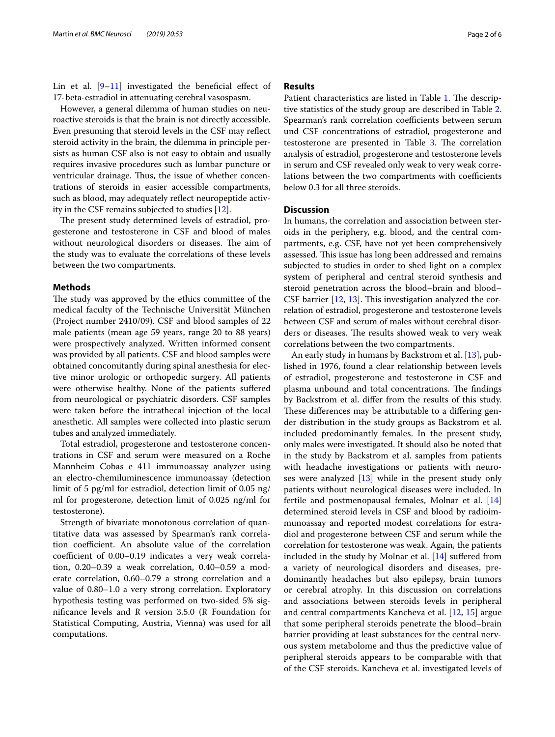Lin et al. [9–11] investigated the beneficial effect of 17-beta-estradiol in attenuating cerebral vasospasm.

However, a general dilemma of human studies on neuroactive steroids is that the brain is not directly accessible. Even presuming that steroid levels in the CSF may reflect steroid activity in the brain, the dilemma in principle persists as human CSF also is not easy to obtain and usually requires invasive procedures such as lumbar puncture or ventricular drainage. Thus, the issue of whether concentrations of steroids in easier accessible compartments, such as blood, may adequately reflect neuropeptide activity in the CSF remains subjected to studies [12].

The present study determined levels of estradiol, progesterone and testosterone in CSF and blood of males without neurological disorders or diseases. The aim of the study was to evaluate the correlations of these levels between the two compartments.

## Methods

The study was approved by the ethics committee of the medical faculty of the Technische Universität München (Project number 2410/09). CSF and blood samples of 22 male patients (mean age 59 years, range 20 to 88 years) were prospectively analyzed. Written informed consent was provided by all patients. CSF and blood samples were obtained concomitantly during spinal anesthesia for elective minor urologic or orthopedic surgery. All patients were otherwise healthy. None of the patients suffered from neurological or psychiatric disorders. CSF samples were taken before the intrathecal injection of the local anesthetic. All samples were collected into plastic serum tubes and analyzed immediately.

Total estradiol, progesterone and testosterone concentrations in CSF and serum were measured on a Roche Mannheim Cobas e 411 immunoassay analyzer using an electro-chemiluminescence immunoassay (detection limit of 5 pg/ml for estradiol, detection limit of 0.05 ng/ml for progesterone, detection limit of 0.025 ng/ml for testosterone).

Strength of bivariate monotonous correlation of quantitative data was assessed by Spearman's rank correlation coefficient. An absolute value of the correlation coefficient of 0.00–0.19 indicates a very weak correlation, 0.20–0.39 a weak correlation, 0.40–0.59 a moderate correlation, 0.60–0.79 a strong correlation and a value of 0.80–1.0 a very strong correlation. Exploratory hypothesis testing was performed on two-sided 5% significance levels and R version 3.5.0 (R Foundation for Statistical Computing, Austria, Vienna) was used for all computations.

## Results

Patient characteristics are listed in Table 1. The descriptive statistics of the study group are described in Table 2. Spearman's rank correlation coefficients between serum und CSF concentrations of estradiol, progesterone and testosterone are presented in Table 3. The correlation analysis of estradiol, progesterone and testosterone levels in serum and CSF revealed only weak to very weak correlations between the two compartments with coefficients below 0.3 for all three steroids.

## Discussion

In humans, the correlation and association between steroids in the periphery, e.g. blood, and the central compartments, e.g. CSF, have not yet been comprehensively assessed. This issue has long been addressed and remains subjected to studies in order to shed light on a complex system of peripheral and central steroid synthesis and steroid penetration across the blood–brain and blood–CSF barrier [12, 13]. This investigation analyzed the correlation of estradiol, progesterone and testosterone levels between CSF and serum of males without cerebral disorders or diseases. The results showed weak to very weak correlations between the two compartments.

An early study in humans by Backstrom et al. [13], published in 1976, found a clear relationship between levels of estradiol, progesterone and testosterone in CSF and plasma unbound and total concentrations. The findings by Backstrom et al. differ from the results of this study. These differences may be attributable to a differing gender distribution in the study groups as Backstrom et al. included predominantly females. In the present study, only males were investigated. It should also be noted that in the study by Backstrom et al. samples from patients with headache investigations or patients with neuroses were analyzed [13] while in the present study only patients without neurological diseases were included. In fertile and postmenopausal females, Molnar et al. [14] determined steroid levels in CSF and blood by radioimmunoassay and reported modest correlations for estradiol and progesterone between CSF and serum while the correlation for testosterone was weak. Again, the patients included in the study by Molnar et al. [14] suffered from a variety of neurological disorders and diseases, predominantly headaches but also epilepsy, brain tumors or cerebral atrophy. In this discussion on correlations and associations between steroids levels in peripheral and central compartments Kancheva et al. [12, 15] argue that some peripheral steroids penetrate the blood–brain barrier providing at least substances for the central nervous system metabolome and thus the predictive value of peripheral steroids appears to be comparable with that of the CSF steroids. Kancheva et al. investigated levels of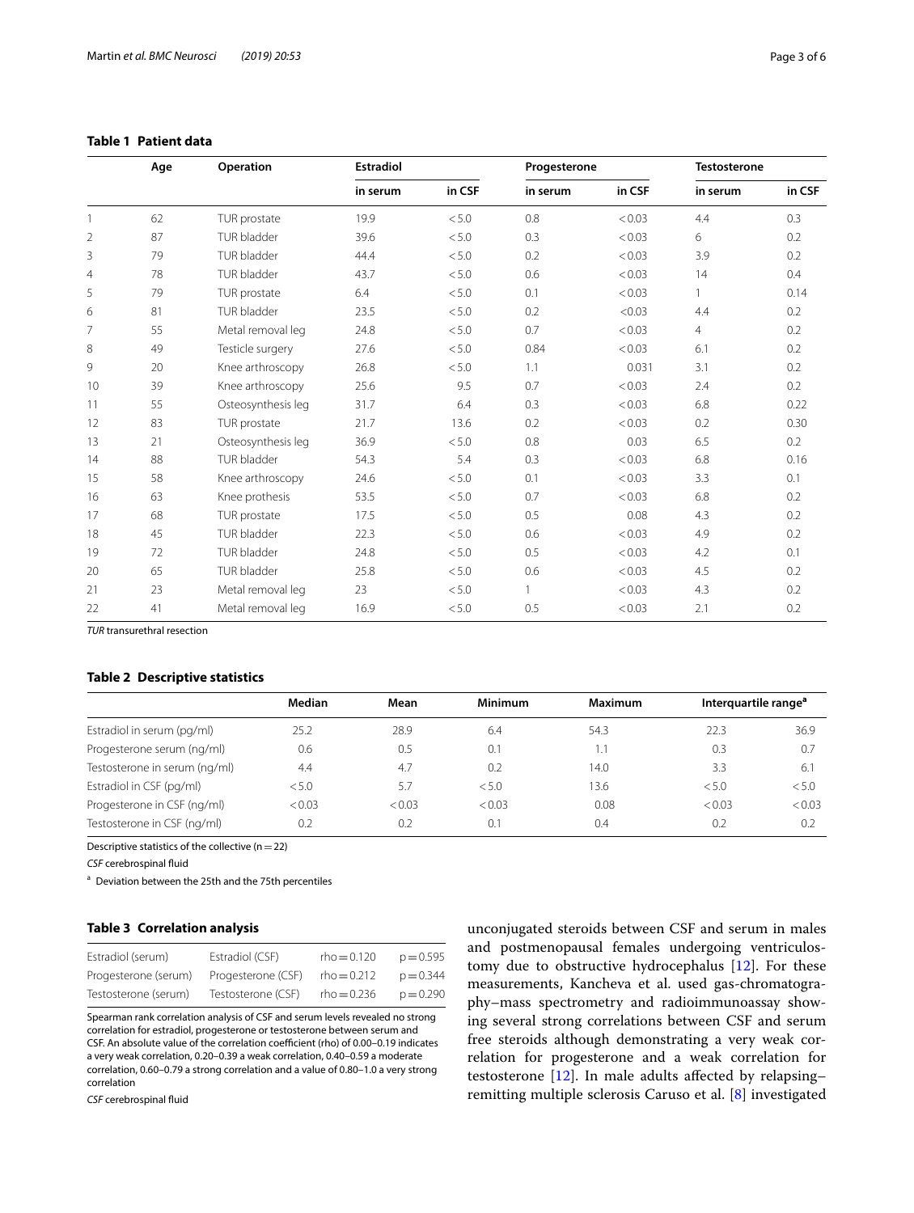**Table 1 Patient data**

| | Age | Operation | Estradiol | | Progesterone | | Testosterone | |
|---|---|---|---|---|---|---|---|---|
| | | | in serum | in CSF | in serum | in CSF | in serum | in CSF |
| 1 | 62 | TUR prostate | 19.9 | < 5.0 | 0.8 | < 0.03 | 4.4 | 0.3 |
| 2 | 87 | TUR bladder | 39.6 | < 5.0 | 0.3 | < 0.03 | 6 | 0.2 |
| 3 | 79 | TUR bladder | 44.4 | < 5.0 | 0.2 | < 0.03 | 3.9 | 0.2 |
| 4 | 78 | TUR bladder | 43.7 | < 5.0 | 0.6 | < 0.03 | 14 | 0.4 |
| 5 | 79 | TUR prostate | 6.4 | < 5.0 | 0.1 | < 0.03 | 1 | 0.14 |
| 6 | 81 | TUR bladder | 23.5 | < 5.0 | 0.2 | <0.03 | 4.4 | 0.2 |
| 7 | 55 | Metal removal leg | 24.8 | < 5.0 | 0.7 | < 0.03 | 4 | 0.2 |
| 8 | 49 | Testicle surgery | 27.6 | < 5.0 | 0.84 | < 0.03 | 6.1 | 0.2 |
| 9 | 20 | Knee arthroscopy | 26.8 | < 5.0 | 1.1 | 0.031 | 3.1 | 0.2 |
| 10 | 39 | Knee arthroscopy | 25.6 | 9.5 | 0.7 | < 0.03 | 2.4 | 0.2 |
| 11 | 55 | Osteosynthesis leg | 31.7 | 6.4 | 0.3 | < 0.03 | 6.8 | 0.22 |
| 12 | 83 | TUR prostate | 21.7 | 13.6 | 0.2 | < 0.03 | 0.2 | 0.30 |
| 13 | 21 | Osteosynthesis leg | 36.9 | < 5.0 | 0.8 | 0.03 | 6.5 | 0.2 |
| 14 | 88 | TUR bladder | 54.3 | 5.4 | 0.3 | < 0.03 | 6.8 | 0.16 |
| 15 | 58 | Knee arthroscopy | 24.6 | < 5.0 | 0.1 | < 0.03 | 3.3 | 0.1 |
| 16 | 63 | Knee prothesis | 53.5 | < 5.0 | 0.7 | < 0.03 | 6.8 | 0.2 |
| 17 | 68 | TUR prostate | 17.5 | < 5.0 | 0.5 | 0.08 | 4.3 | 0.2 |
| 18 | 45 | TUR bladder | 22.3 | < 5.0 | 0.6 | < 0.03 | 4.9 | 0.2 |
| 19 | 72 | TUR bladder | 24.8 | < 5.0 | 0.5 | < 0.03 | 4.2 | 0.1 |
| 20 | 65 | TUR bladder | 25.8 | < 5.0 | 0.6 | < 0.03 | 4.5 | 0.2 |
| 21 | 23 | Metal removal leg | 23 | < 5.0 | 1 | < 0.03 | 4.3 | 0.2 |
| 22 | 41 | Metal removal leg | 16.9 | < 5.0 | 0.5 | < 0.03 | 2.1 | 0.2 |

*TUR* transurethral resection

**Table 2 Descriptive statistics**

| | Median | Mean | Minimum | Maximum | Interquartile range[a] | |
|---|---|---|---|---|---|---|
| Estradiol in serum (pg/ml) | 25.2 | 28.9 | 6.4 | 54.3 | 22.3 | 36.9 |
| Progesterone serum (ng/ml) | 0.6 | 0.5 | 0.1 | 1.1 | 0.3 | 0.7 |
| Testosterone in serum (ng/ml) | 4.4 | 4.7 | 0.2 | 14.0 | 3.3 | 6.1 |
| Estradiol in CSF (pg/ml) | < 5.0 | 5.7 | < 5.0 | 13.6 | < 5.0 | < 5.0 |
| Progesterone in CSF (ng/ml) | < 0.03 | < 0.03 | < 0.03 | 0.08 | < 0.03 | < 0.03 |
| Testosterone in CSF (ng/ml) | 0.2 | 0.2 | 0.1 | 0.4 | 0.2 | 0.2 |

Descriptive statistics of the collective (n = 22)

*CSF* cerebrospinal fluid

[a] Deviation between the 25th and the 75th percentiles

**Table 3 Correlation analysis**

| | | | |
|---|---|---|---|
| Estradiol (serum) | Estradiol (CSF) | rho = 0.120 | p = 0.595 |
| Progesterone (serum) | Progesterone (CSF) | rho = 0.212 | p = 0.344 |
| Testosterone (serum) | Testosterone (CSF) | rho = 0.236 | p = 0.290 |

Spearman rank correlation analysis of CSF and serum levels revealed no strong correlation for estradiol, progesterone or testosterone between serum and CSF. An absolute value of the correlation coefficient (rho) of 0.00–0.19 indicates a very weak correlation, 0.20–0.39 a weak correlation, 0.40–0.59 a moderate correlation, 0.60–0.79 a strong correlation and a value of 0.80–1.0 a very strong correlation

*CSF* cerebrospinal fluid

unconjugated steroids between CSF and serum in males and postmenopausal females undergoing ventriculostomy due to obstructive hydrocephalus [12]. For these measurements, Kancheva et al. used gas-chromatography–mass spectrometry and radioimmunoassay showing several strong correlations between CSF and serum free steroids although demonstrating a very weak correlation for progesterone and a weak correlation for testosterone [12]. In male adults affected by relapsing–remitting multiple sclerosis Caruso et al. [8] investigated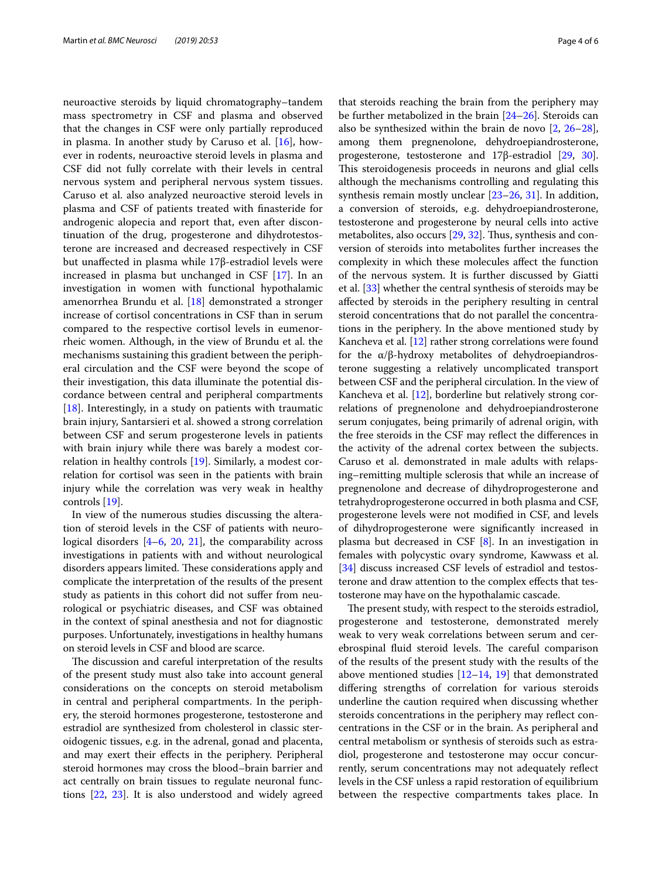neuroactive steroids by liquid chromatography–tandem mass spectrometry in CSF and plasma and observed that the changes in CSF were only partially reproduced in plasma. In another study by Caruso et al. [16], however in rodents, neuroactive steroid levels in plasma and CSF did not fully correlate with their levels in central nervous system and peripheral nervous system tissues. Caruso et al. also analyzed neuroactive steroid levels in plasma and CSF of patients treated with finasteride for androgenic alopecia and report that, even after discontinuation of the drug, progesterone and dihydrotestosterone are increased and decreased respectively in CSF but unaffected in plasma while 17β-estradiol levels were increased in plasma but unchanged in CSF [17]. In an investigation in women with functional hypothalamic amenorrhea Brundu et al. [18] demonstrated a stronger increase of cortisol concentrations in CSF than in serum compared to the respective cortisol levels in eumenorrheic women. Although, in the view of Brundu et al. the mechanisms sustaining this gradient between the peripheral circulation and the CSF were beyond the scope of their investigation, this data illuminate the potential discordance between central and peripheral compartments [18]. Interestingly, in a study on patients with traumatic brain injury, Santarsieri et al. showed a strong correlation between CSF and serum progesterone levels in patients with brain injury while there was barely a modest correlation in healthy controls [19]. Similarly, a modest correlation for cortisol was seen in the patients with brain injury while the correlation was very weak in healthy controls [19].

In view of the numerous studies discussing the alteration of steroid levels in the CSF of patients with neurological disorders [4–6, 20, 21], the comparability across investigations in patients with and without neurological disorders appears limited. These considerations apply and complicate the interpretation of the results of the present study as patients in this cohort did not suffer from neurological or psychiatric diseases, and CSF was obtained in the context of spinal anesthesia and not for diagnostic purposes. Unfortunately, investigations in healthy humans on steroid levels in CSF and blood are scarce.

The discussion and careful interpretation of the results of the present study must also take into account general considerations on the concepts on steroid metabolism in central and peripheral compartments. In the periphery, the steroid hormones progesterone, testosterone and estradiol are synthesized from cholesterol in classic steroidogenic tissues, e.g. in the adrenal, gonad and placenta, and may exert their effects in the periphery. Peripheral steroid hormones may cross the blood–brain barrier and act centrally on brain tissues to regulate neuronal functions [22, 23]. It is also understood and widely agreed that steroids reaching the brain from the periphery may be further metabolized in the brain [24–26]. Steroids can also be synthesized within the brain de novo [2, 26–28], among them pregnenolone, dehydroepiandrosterone, progesterone, testosterone and 17β-estradiol [29, 30]. This steroidogenesis proceeds in neurons and glial cells although the mechanisms controlling and regulating this synthesis remain mostly unclear [23–26, 31]. In addition, a conversion of steroids, e.g. dehydroepiandrosterone, testosterone and progesterone by neural cells into active metabolites, also occurs [29, 32]. Thus, synthesis and conversion of steroids into metabolites further increases the complexity in which these molecules affect the function of the nervous system. It is further discussed by Giatti et al. [33] whether the central synthesis of steroids may be affected by steroids in the periphery resulting in central steroid concentrations that do not parallel the concentrations in the periphery. In the above mentioned study by Kancheva et al. [12] rather strong correlations were found for the α/β-hydroxy metabolites of dehydroepiandrosterone suggesting a relatively uncomplicated transport between CSF and the peripheral circulation. In the view of Kancheva et al. [12], borderline but relatively strong correlations of pregnenolone and dehydroepiandrosterone serum conjugates, being primarily of adrenal origin, with the free steroids in the CSF may reflect the differences in the activity of the adrenal cortex between the subjects. Caruso et al. demonstrated in male adults with relapsing–remitting multiple sclerosis that while an increase of pregnenolone and decrease of dihydroprogesterone and tetrahydroprogesterone occurred in both plasma and CSF, progesterone levels were not modified in CSF, and levels of dihydroprogesterone were significantly increased in plasma but decreased in CSF [8]. In an investigation in females with polycystic ovary syndrome, Kawwass et al. [34] discuss increased CSF levels of estradiol and testosterone and draw attention to the complex effects that testosterone may have on the hypothalamic cascade.

The present study, with respect to the steroids estradiol, progesterone and testosterone, demonstrated merely weak to very weak correlations between serum and cerebrospinal fluid steroid levels. The careful comparison of the results of the present study with the results of the above mentioned studies [12–14, 19] that demonstrated differing strengths of correlation for various steroids underline the caution required when discussing whether steroids concentrations in the periphery may reflect concentrations in the CSF or in the brain. As peripheral and central metabolism or synthesis of steroids such as estradiol, progesterone and testosterone may occur concurrently, serum concentrations may not adequately reflect levels in the CSF unless a rapid restoration of equilibrium between the respective compartments takes place. In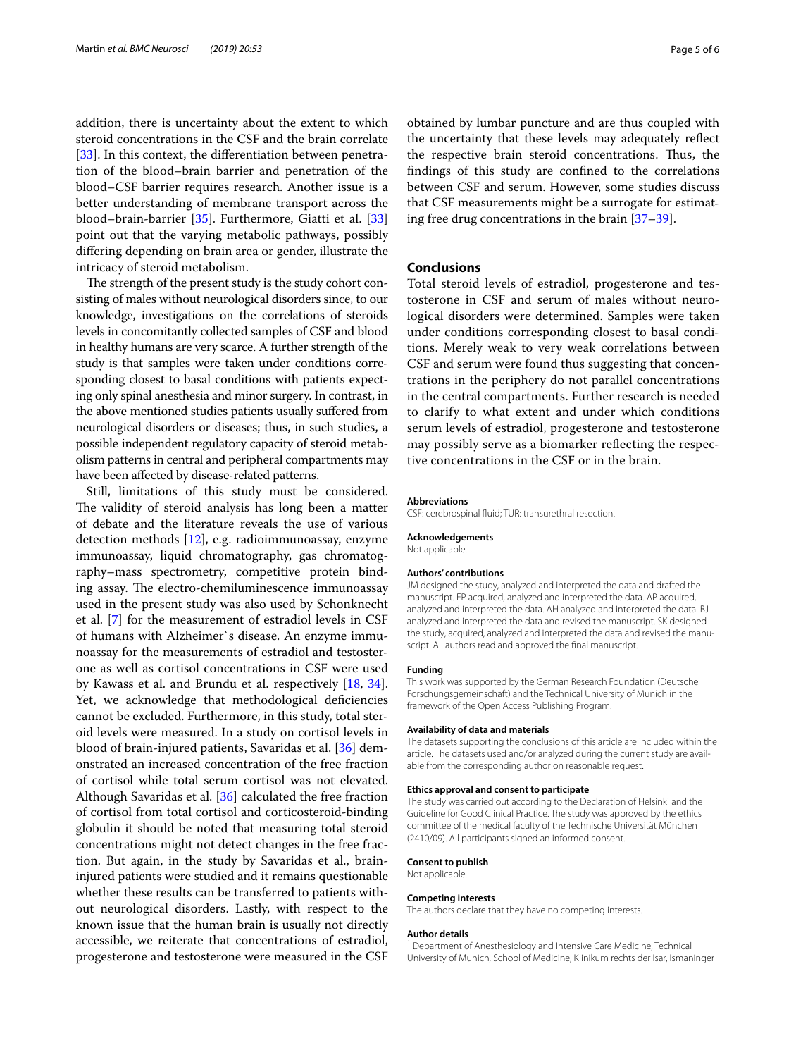addition, there is uncertainty about the extent to which steroid concentrations in the CSF and the brain correlate [33]. In this context, the differentiation between penetration of the blood–brain barrier and penetration of the blood–CSF barrier requires research. Another issue is a better understanding of membrane transport across the blood–brain-barrier [35]. Furthermore, Giatti et al. [33] point out that the varying metabolic pathways, possibly differing depending on brain area or gender, illustrate the intricacy of steroid metabolism.

The strength of the present study is the study cohort consisting of males without neurological disorders since, to our knowledge, investigations on the correlations of steroids levels in concomitantly collected samples of CSF and blood in healthy humans are very scarce. A further strength of the study is that samples were taken under conditions corresponding closest to basal conditions with patients expecting only spinal anesthesia and minor surgery. In contrast, in the above mentioned studies patients usually suffered from neurological disorders or diseases; thus, in such studies, a possible independent regulatory capacity of steroid metabolism patterns in central and peripheral compartments may have been affected by disease-related patterns.

Still, limitations of this study must be considered. The validity of steroid analysis has long been a matter of debate and the literature reveals the use of various detection methods [12], e.g. radioimmunoassay, enzyme immunoassay, liquid chromatography, gas chromatography–mass spectrometry, competitive protein binding assay. The electro-chemiluminescence immunoassay used in the present study was also used by Schonknecht et al. [7] for the measurement of estradiol levels in CSF of humans with Alzheimer`s disease. An enzyme immunoassay for the measurements of estradiol and testosterone as well as cortisol concentrations in CSF were used by Kawass et al. and Brundu et al. respectively [18, 34]. Yet, we acknowledge that methodological deficiencies cannot be excluded. Furthermore, in this study, total steroid levels were measured. In a study on cortisol levels in blood of brain-injured patients, Savaridas et al. [36] demonstrated an increased concentration of the free fraction of cortisol while total serum cortisol was not elevated. Although Savaridas et al. [36] calculated the free fraction of cortisol from total cortisol and corticosteroid-binding globulin it should be noted that measuring total steroid concentrations might not detect changes in the free fraction. But again, in the study by Savaridas et al., brain-injured patients were studied and it remains questionable whether these results can be transferred to patients without neurological disorders. Lastly, with respect to the known issue that the human brain is usually not directly accessible, we reiterate that concentrations of estradiol, progesterone and testosterone were measured in the CSF obtained by lumbar puncture and are thus coupled with the uncertainty that these levels may adequately reflect the respective brain steroid concentrations. Thus, the findings of this study are confined to the correlations between CSF and serum. However, some studies discuss that CSF measurements might be a surrogate for estimating free drug concentrations in the brain [37–39].

## Conclusions

Total steroid levels of estradiol, progesterone and testosterone in CSF and serum of males without neurological disorders were determined. Samples were taken under conditions corresponding closest to basal conditions. Merely weak to very weak correlations between CSF and serum were found thus suggesting that concentrations in the periphery do not parallel concentrations in the central compartments. Further research is needed to clarify to what extent and under which conditions serum levels of estradiol, progesterone and testosterone may possibly serve as a biomarker reflecting the respective concentrations in the CSF or in the brain.

#### Abbreviations

CSF: cerebrospinal fluid; TUR: transurethral resection.

#### Acknowledgements

Not applicable.

#### Authors' contributions

JM designed the study, analyzed and interpreted the data and drafted the manuscript. EP acquired, analyzed and interpreted the data. AP acquired, analyzed and interpreted the data. AH analyzed and interpreted the data. BJ analyzed and interpreted the data and revised the manuscript. SK designed the study, acquired, analyzed and interpreted the data and revised the manuscript. All authors read and approved the final manuscript.

#### Funding

This work was supported by the German Research Foundation (Deutsche Forschungsgemeinschaft) and the Technical University of Munich in the framework of the Open Access Publishing Program.

#### Availability of data and materials

The datasets supporting the conclusions of this article are included within the article. The datasets used and/or analyzed during the current study are available from the corresponding author on reasonable request.

#### Ethics approval and consent to participate

The study was carried out according to the Declaration of Helsinki and the Guideline for Good Clinical Practice. The study was approved by the ethics committee of the medical faculty of the Technische Universität München (2410/09). All participants signed an informed consent.

#### Consent to publish

Not applicable.

#### Competing interests

The authors declare that they have no competing interests.

#### Author details

[1] Department of Anesthesiology and Intensive Care Medicine, Technical University of Munich, School of Medicine, Klinikum rechts der Isar, Ismaninger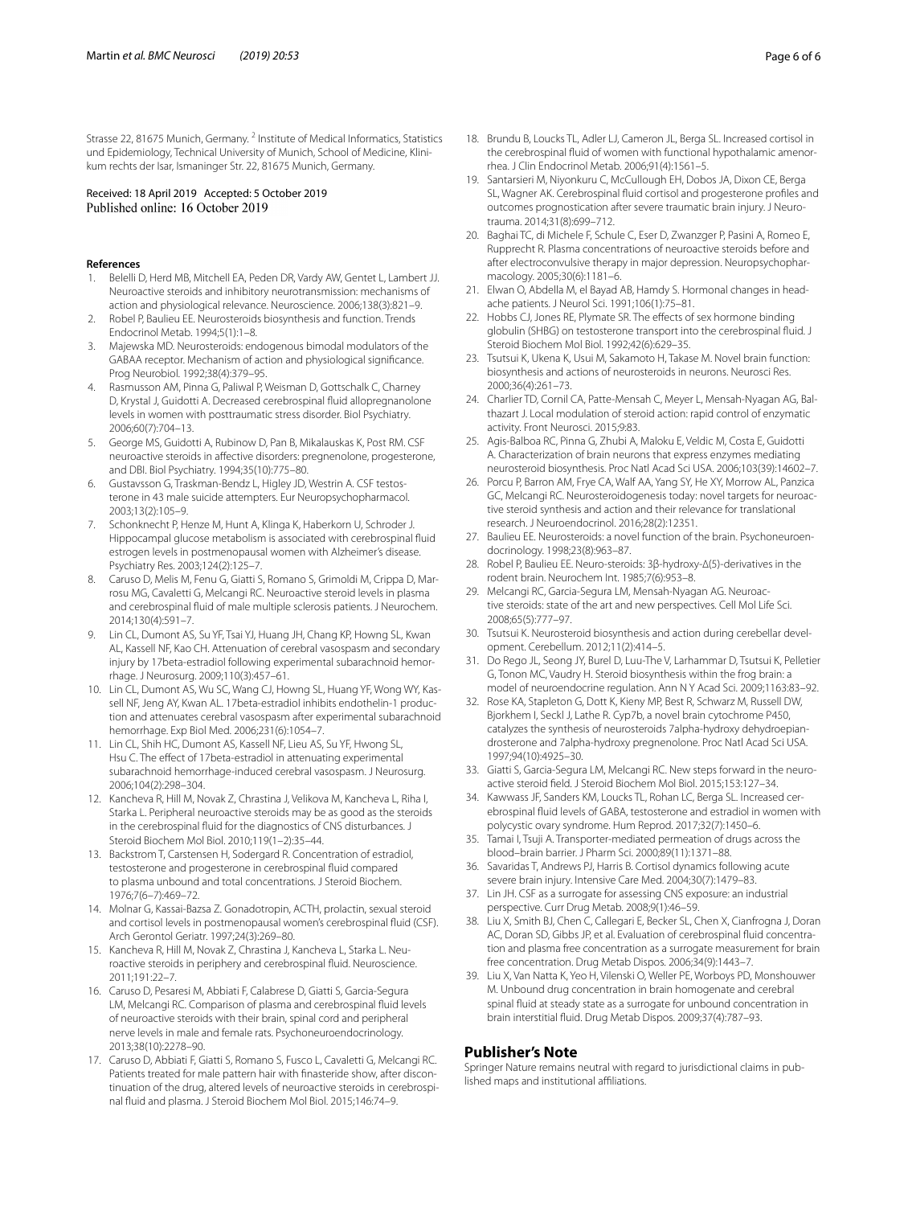Strasse 22, 81675 Munich, Germany. [2] Institute of Medical Informatics, Statistics und Epidemiology, Technical University of Munich, School of Medicine, Klinikum rechts der Isar, Ismaninger Str. 22, 81675 Munich, Germany.

Received: 18 April 2019 Accepted: 5 October 2019
Published online: 16 October 2019

## References

1. Belelli D, Herd MB, Mitchell EA, Peden DR, Vardy AW, Gentet L, Lambert JJ. Neuroactive steroids and inhibitory neurotransmission: mechanisms of action and physiological relevance. Neuroscience. 2006;138(3):821–9.
2. Robel P, Baulieu EE. Neurosteroids biosynthesis and function. Trends Endocrinol Metab. 1994;5(1):1–8.
3. Majewska MD. Neurosteroids: endogenous bimodal modulators of the GABAA receptor. Mechanism of action and physiological significance. Prog Neurobiol. 1992;38(4):379–95.
4. Rasmusson AM, Pinna G, Paliwal P, Weisman D, Gottschalk C, Charney D, Krystal J, Guidotti A. Decreased cerebrospinal fluid allopregnanolone levels in women with posttraumatic stress disorder. Biol Psychiatry. 2006;60(7):704–13.
5. George MS, Guidotti A, Rubinow D, Pan B, Mikalauskas K, Post RM. CSF neuroactive steroids in affective disorders: pregnenolone, progesterone, and DBI. Biol Psychiatry. 1994;35(10):775–80.
6. Gustavsson G, Traskman-Bendz L, Higley JD, Westrin A. CSF testosterone in 43 male suicide attempters. Eur Neuropsychopharmacol. 2003;13(2):105–9.
7. Schonknecht P, Henze M, Hunt A, Klinga K, Haberkorn U, Schroder J. Hippocampal glucose metabolism is associated with cerebrospinal fluid estrogen levels in postmenopausal women with Alzheimer's disease. Psychiatry Res. 2003;124(2):125–7.
8. Caruso D, Melis M, Fenu G, Giatti S, Romano S, Grimoldi M, Crippa D, Marrosu MG, Cavaletti G, Melcangi RC. Neuroactive steroid levels in plasma and cerebrospinal fluid of male multiple sclerosis patients. J Neurochem. 2014;130(4):591–7.
9. Lin CL, Dumont AS, Su YF, Tsai YJ, Huang JH, Chang KP, Howng SL, Kwan AL, Kassell NF, Kao CH. Attenuation of cerebral vasospasm and secondary injury by 17beta-estradiol following experimental subarachnoid hemorrhage. J Neurosurg. 2009;110(3):457–61.
10. Lin CL, Dumont AS, Wu SC, Wang CJ, Howng SL, Huang YF, Wong WY, Kassell NF, Jeng AY, Kwan AL. 17beta-estradiol inhibits endothelin-1 production and attenuates cerebral vasospasm after experimental subarachnoid hemorrhage. Exp Biol Med. 2006;231(6):1054–7.
11. Lin CL, Shih HC, Dumont AS, Kassell NF, Lieu AS, Su YF, Hwong SL, Hsu C. The effect of 17beta-estradiol in attenuating experimental subarachnoid hemorrhage-induced cerebral vasospasm. J Neurosurg. 2006;104(2):298–304.
12. Kancheva R, Hill M, Novak Z, Chrastina J, Velikova M, Kancheva L, Riha I, Starka L. Peripheral neuroactive steroids may be as good as the steroids in the cerebrospinal fluid for the diagnostics of CNS disturbances. J Steroid Biochem Mol Biol. 2010;119(1–2):35–44.
13. Backstrom T, Carstensen H, Sodergard R. Concentration of estradiol, testosterone and progesterone in cerebrospinal fluid compared to plasma unbound and total concentrations. J Steroid Biochem. 1976;7(6–7):469–72.
14. Molnar G, Kassai-Bazsa Z. Gonadotropin, ACTH, prolactin, sexual steroid and cortisol levels in postmenopausal women's cerebrospinal fluid (CSF). Arch Gerontol Geriatr. 1997;24(3):269–80.
15. Kancheva R, Hill M, Novak Z, Chrastina J, Kancheva L, Starka L. Neuroactive steroids in periphery and cerebrospinal fluid. Neuroscience. 2011;191:22–7.
16. Caruso D, Pesaresi M, Abbiati F, Calabrese D, Giatti S, Garcia-Segura LM, Melcangi RC. Comparison of plasma and cerebrospinal fluid levels of neuroactive steroids with their brain, spinal cord and peripheral nerve levels in male and female rats. Psychoneuroendocrinology. 2013;38(10):2278–90.
17. Caruso D, Abbiati F, Giatti S, Romano S, Fusco L, Cavaletti G, Melcangi RC. Patients treated for male pattern hair with finasteride show, after discontinuation of the drug, altered levels of neuroactive steroids in cerebrospinal fluid and plasma. J Steroid Biochem Mol Biol. 2015;146:74–9.
18. Brundu B, Loucks TL, Adler LJ, Cameron JL, Berga SL. Increased cortisol in the cerebrospinal fluid of women with functional hypothalamic amenorrhea. J Clin Endocrinol Metab. 2006;91(4):1561–5.
19. Santarsieri M, Niyonkuru C, McCullough EH, Dobos JA, Dixon CE, Berga SL, Wagner AK. Cerebrospinal fluid cortisol and progesterone profiles and outcomes prognostication after severe traumatic brain injury. J Neurotrauma. 2014;31(8):699–712.
20. Baghai TC, di Michele F, Schule C, Eser D, Zwanzger P, Pasini A, Romeo E, Rupprecht R. Plasma concentrations of neuroactive steroids before and after electroconvulsive therapy in major depression. Neuropsychopharmacology. 2005;30(6):1181–6.
21. Elwan O, Abdella M, el Bayad AB, Hamdy S. Hormonal changes in headache patients. J Neurol Sci. 1991;106(1):75–81.
22. Hobbs CJ, Jones RE, Plymate SR. The effects of sex hormone binding globulin (SHBG) on testosterone transport into the cerebrospinal fluid. J Steroid Biochem Mol Biol. 1992;42(6):629–35.
23. Tsutsui K, Ukena K, Usui M, Sakamoto H, Takase M. Novel brain function: biosynthesis and actions of neurosteroids in neurons. Neurosci Res. 2000;36(4):261–73.
24. Charlier TD, Cornil CA, Patte-Mensah C, Meyer L, Mensah-Nyagan AG, Balthazart J. Local modulation of steroid action: rapid control of enzymatic activity. Front Neurosci. 2015;9:83.
25. Agis-Balboa RC, Pinna G, Zhubi A, Maloku E, Veldic M, Costa E, Guidotti A. Characterization of brain neurons that express enzymes mediating neurosteroid biosynthesis. Proc Natl Acad Sci USA. 2006;103(39):14602–7.
26. Porcu P, Barron AM, Frye CA, Walf AA, Yang SY, He XY, Morrow AL, Panzica GC, Melcangi RC. Neurosteroidogenesis today: novel targets for neuroactive steroid synthesis and action and their relevance for translational research. J Neuroendocrinol. 2016;28(2):12351.
27. Baulieu EE. Neurosteroids: a novel function of the brain. Psychoneuroendocrinology. 1998;23(8):963–87.
28. Robel P, Baulieu EE. Neuro-steroids: 3β-hydroxy-Δ(5)-derivatives in the rodent brain. Neurochem Int. 1985;7(6):953–8.
29. Melcangi RC, Garcia-Segura LM, Mensah-Nyagan AG. Neuroactive steroids: state of the art and new perspectives. Cell Mol Life Sci. 2008;65(5):777–97.
30. Tsutsui K. Neurosteroid biosynthesis and action during cerebellar development. Cerebellum. 2012;11(2):414–5.
31. Do Rego JL, Seong JY, Burel D, Luu-The V, Larhammar D, Tsutsui K, Pelletier G, Tonon MC, Vaudry H. Steroid biosynthesis within the frog brain: a model of neuroendocrine regulation. Ann N Y Acad Sci. 2009;1163:83–92.
32. Rose KA, Stapleton G, Dott K, Kieny MP, Best R, Schwarz M, Russell DW, Bjorkhem I, Seckl J, Lathe R. Cyp7b, a novel brain cytochrome P450, catalyzes the synthesis of neurosteroids 7alpha-hydroxy dehydroepiandrosterone and 7alpha-hydroxy pregnenolone. Proc Natl Acad Sci USA. 1997;94(10):4925–30.
33. Giatti S, Garcia-Segura LM, Melcangi RC. New steps forward in the neuroactive steroid field. J Steroid Biochem Mol Biol. 2015;153:127–34.
34. Kawwass JF, Sanders KM, Loucks TL, Rohan LC, Berga SL. Increased cerebrospinal fluid levels of GABA, testosterone and estradiol in women with polycystic ovary syndrome. Hum Reprod. 2017;32(7):1450–6.
35. Tamai I, Tsuji A. Transporter-mediated permeation of drugs across the blood–brain barrier. J Pharm Sci. 2000;89(11):1371–88.
36. Savaridas T, Andrews PJ, Harris B. Cortisol dynamics following acute severe brain injury. Intensive Care Med. 2004;30(7):1479–83.
37. Lin JH. CSF as a surrogate for assessing CNS exposure: an industrial perspective. Curr Drug Metab. 2008;9(1):46–59.
38. Liu X, Smith BJ, Chen C, Callegari E, Becker SL, Chen X, Cianfrogna J, Doran AC, Doran SD, Gibbs JP, et al. Evaluation of cerebrospinal fluid concentration and plasma free concentration as a surrogate measurement for brain free concentration. Drug Metab Dispos. 2006;34(9):1443–7.
39. Liu X, Van Natta K, Yeo H, Vilenski O, Weller PE, Worboys PD, Monshouwer M. Unbound drug concentration in brain homogenate and cerebral spinal fluid at steady state as a surrogate for unbound concentration in brain interstitial fluid. Drug Metab Dispos. 2009;37(4):787–93.

## Publisher's Note

Springer Nature remains neutral with regard to jurisdictional claims in published maps and institutional affiliations.